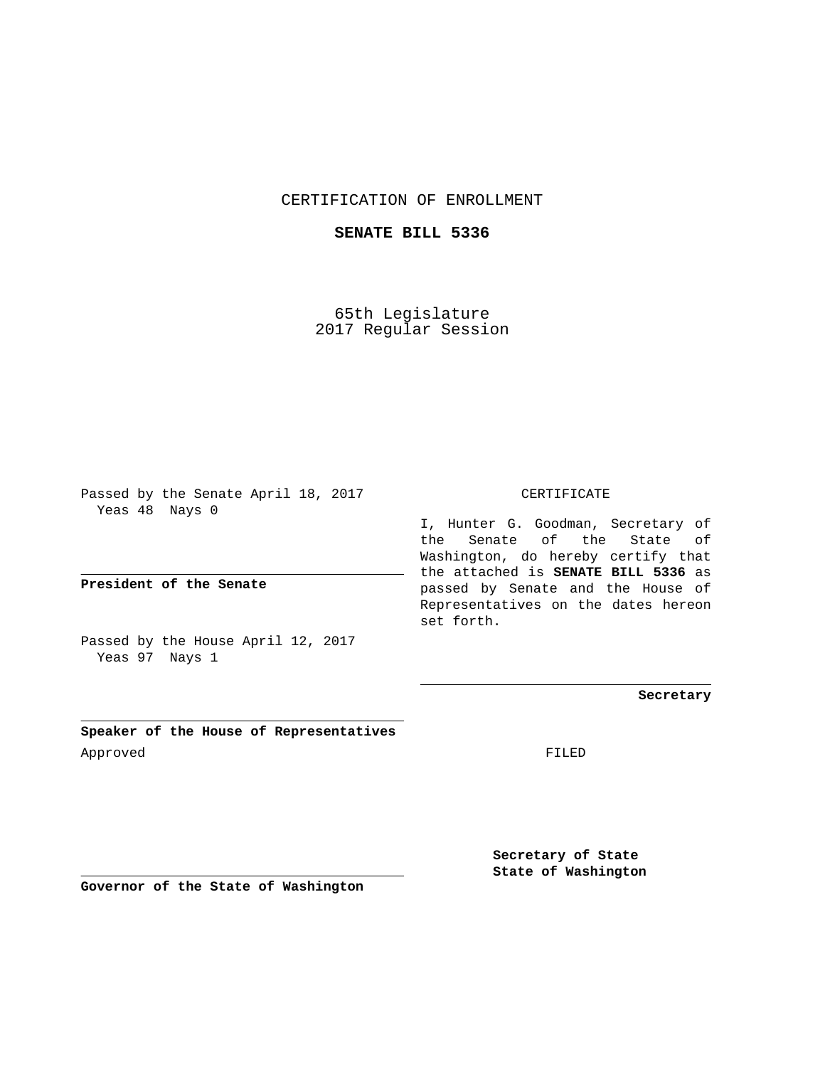CERTIFICATION OF ENROLLMENT

**SENATE BILL 5336**

65th Legislature
2017 Regular Session

Passed by the Senate April 18, 2017
Yeas 48 Nays 0

**President of the Senate**

Passed by the House April 12, 2017
Yeas 97 Nays 1

**Speaker of the House of Representatives**

Approved

**Governor of the State of Washington**

CERTIFICATE

I, Hunter G. Goodman, Secretary of the Senate of the State of Washington, do hereby certify that the attached is **SENATE BILL 5336** as passed by Senate and the House of Representatives on the dates hereon set forth.

**Secretary**

FILED

**Secretary of State**
**State of Washington**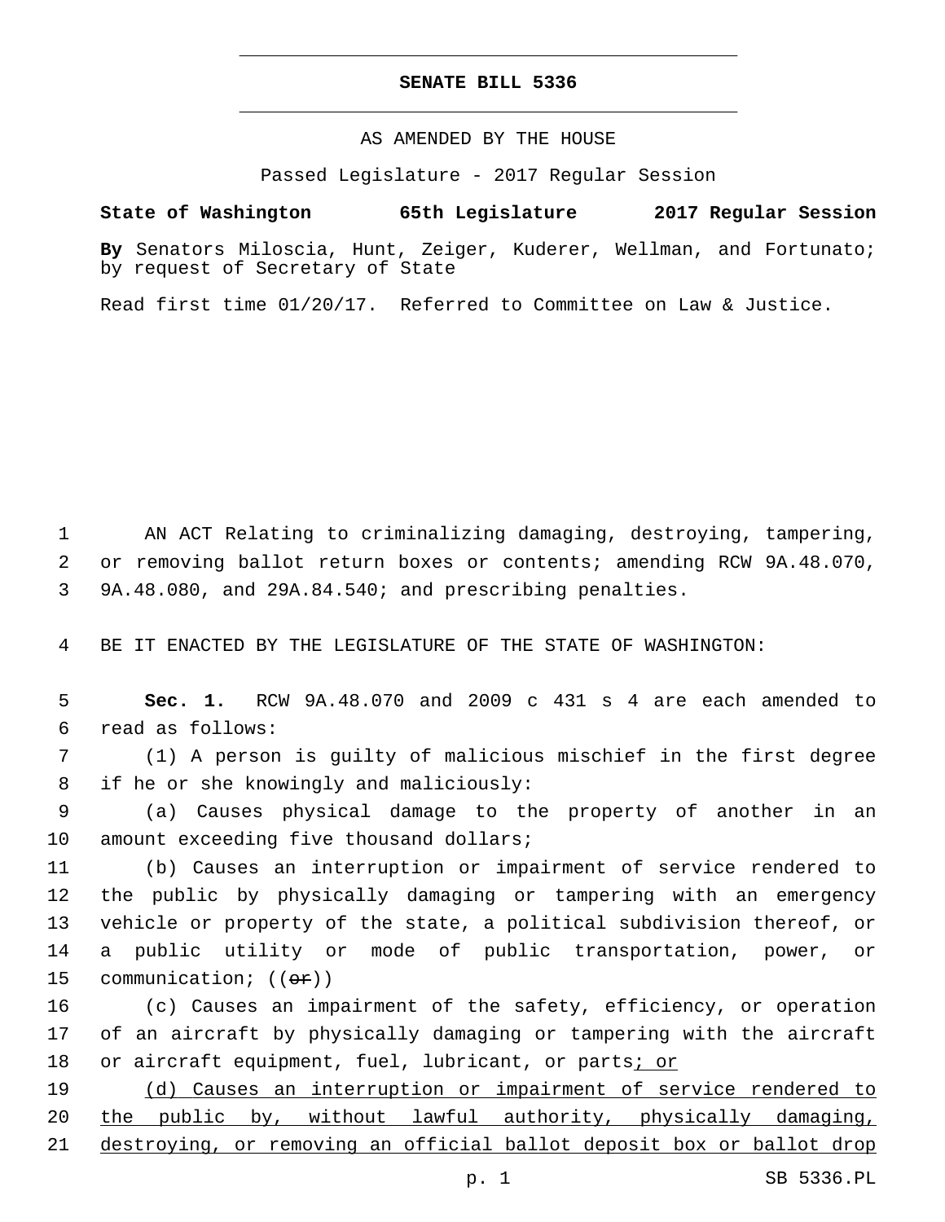**SENATE BILL 5336**

AS AMENDED BY THE HOUSE

Passed Legislature - 2017 Regular Session

**State of Washington 65th Legislature 2017 Regular Session**

**By** Senators Miloscia, Hunt, Zeiger, Kuderer, Wellman, and Fortunato; by request of Secretary of State

Read first time 01/20/17. Referred to Committee on Law & Justice.

AN ACT Relating to criminalizing damaging, destroying, tampering, or removing ballot return boxes or contents; amending RCW 9A.48.070, 9A.48.080, and 29A.84.540; and prescribing penalties.

BE IT ENACTED BY THE LEGISLATURE OF THE STATE OF WASHINGTON:

**Sec. 1.** RCW 9A.48.070 and 2009 c 431 s 4 are each amended to read as follows:

(1) A person is guilty of malicious mischief in the first degree if he or she knowingly and maliciously:

(a) Causes physical damage to the property of another in an amount exceeding five thousand dollars;

(b) Causes an interruption or impairment of service rendered to the public by physically damaging or tampering with an emergency vehicle or property of the state, a political subdivision thereof, or a public utility or mode of public transportation, power, or communication; ((~~or~~))

(c) Causes an impairment of the safety, efficiency, or operation of an aircraft by physically damaging or tampering with the aircraft or aircraft equipment, fuel, lubricant, or parts<u>; or</u>

<u>(d) Causes an interruption or impairment of service rendered to the public by, without lawful authority, physically damaging, destroying, or removing an official ballot deposit box or ballot drop</u>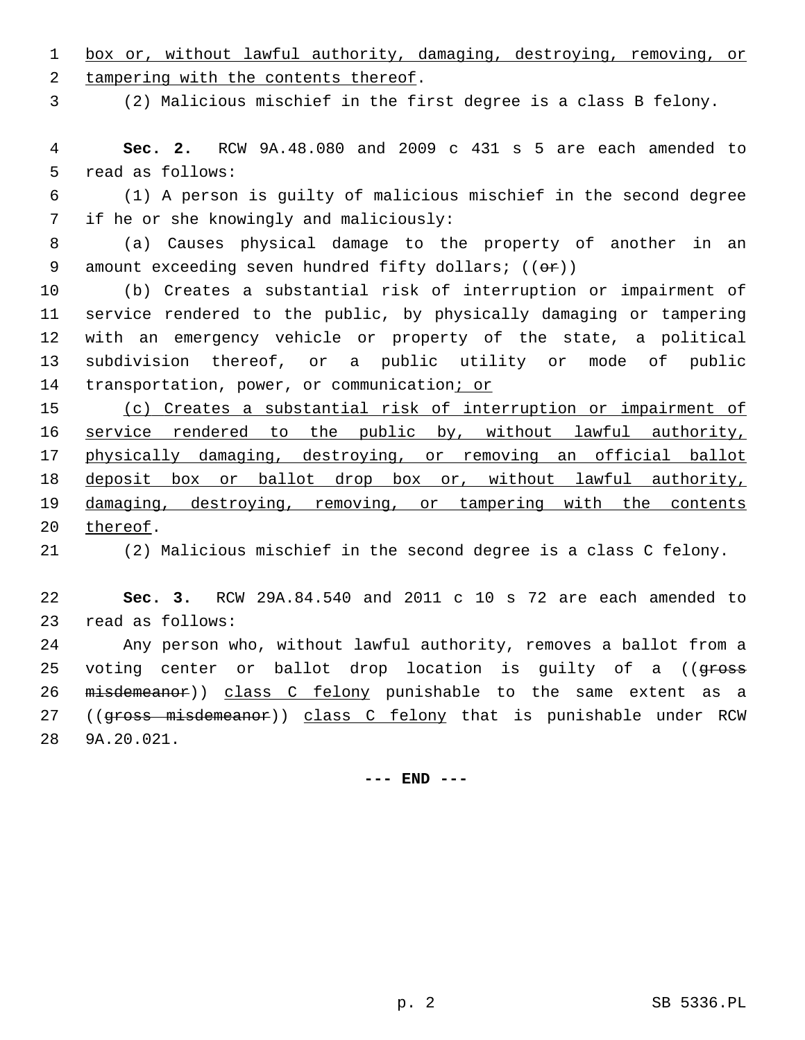box or, without lawful authority, damaging, destroying, removing, or tampering with the contents thereof.

(2) Malicious mischief in the first degree is a class B felony.

**Sec. 2.** RCW 9A.48.080 and 2009 c 431 s 5 are each amended to read as follows:

(1) A person is guilty of malicious mischief in the second degree if he or she knowingly and maliciously:

(a) Causes physical damage to the property of another in an amount exceeding seven hundred fifty dollars; ((~~or~~))

(b) Creates a substantial risk of interruption or impairment of service rendered to the public, by physically damaging or tampering with an emergency vehicle or property of the state, a political subdivision thereof, or a public utility or mode of public transportation, power, or communication; or

(c) Creates a substantial risk of interruption or impairment of service rendered to the public by, without lawful authority, physically damaging, destroying, or removing an official ballot deposit box or ballot drop box or, without lawful authority, damaging, destroying, removing, or tampering with the contents thereof.

(2) Malicious mischief in the second degree is a class C felony.

**Sec. 3.** RCW 29A.84.540 and 2011 c 10 s 72 are each amended to read as follows:

Any person who, without lawful authority, removes a ballot from a voting center or ballot drop location is guilty of a ((~~gross misdemeanor~~)) class C felony punishable to the same extent as a ((~~gross misdemeanor~~)) class C felony that is punishable under RCW 9A.20.021.

**--- END ---**